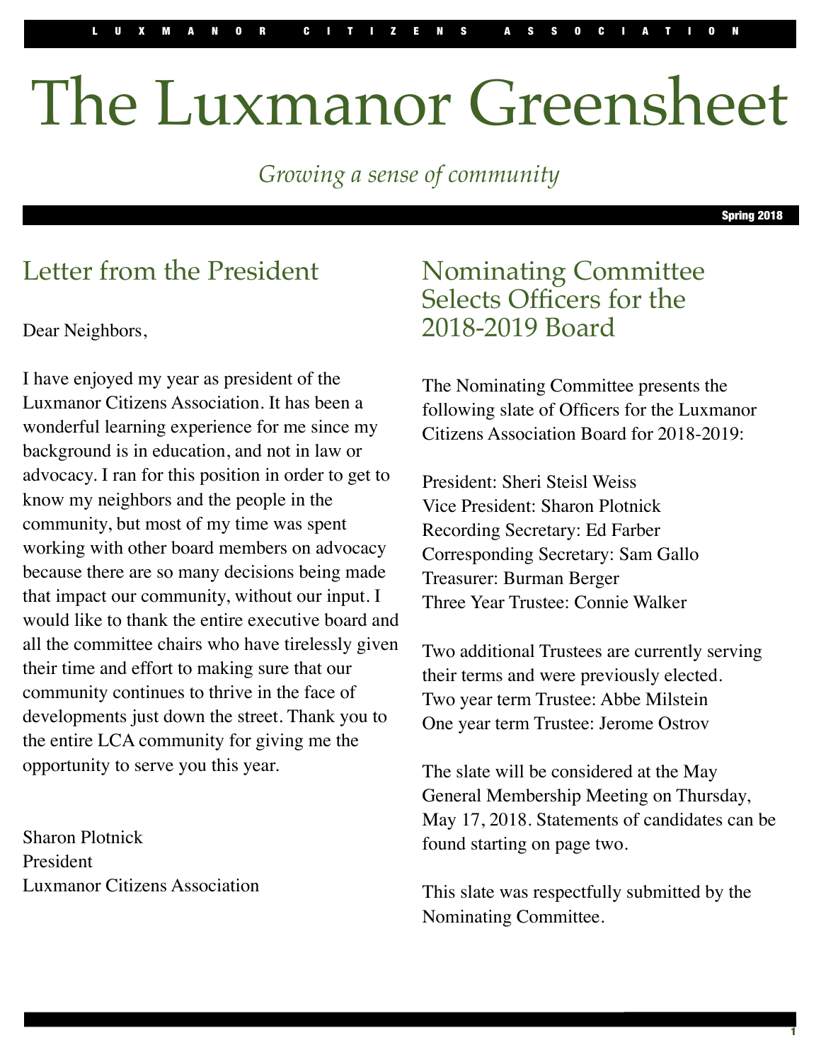LUXMANOR CITIZENS ASSOCIATION

# The Luxmanor Greensheet

*Growing a sense of community*

Spring 2018

## Letter from the President

Dear Neighbors,

I have enjoyed my year as president of the Luxmanor Citizens Association. It has been a wonderful learning experience for me since my background is in education, and not in law or advocacy. I ran for this position in order to get to know my neighbors and the people in the community, but most of my time was spent working with other board members on advocacy because there are so many decisions being made that impact our community, without our input. I would like to thank the entire executive board and all the committee chairs who have tirelessly given their time and effort to making sure that our community continues to thrive in the face of developments just down the street. Thank you to the entire LCA community for giving me the opportunity to serve you this year.

Sharon Plotnick
President
Luxmanor Citizens Association

## Nominating Committee Selects Officers for the 2018-2019 Board

The Nominating Committee presents the following slate of Officers for the Luxmanor Citizens Association Board for 2018-2019:

President: Sheri Steisl Weiss
Vice President: Sharon Plotnick
Recording Secretary: Ed Farber
Corresponding Secretary: Sam Gallo
Treasurer: Burman Berger
Three Year Trustee: Connie Walker

Two additional Trustees are currently serving their terms and were previously elected.
Two year term Trustee: Abbe Milstein
One year term Trustee: Jerome Ostrov

The slate will be considered at the May General Membership Meeting on Thursday, May 17, 2018. Statements of candidates can be found starting on page two.

This slate was respectfully submitted by the Nominating Committee.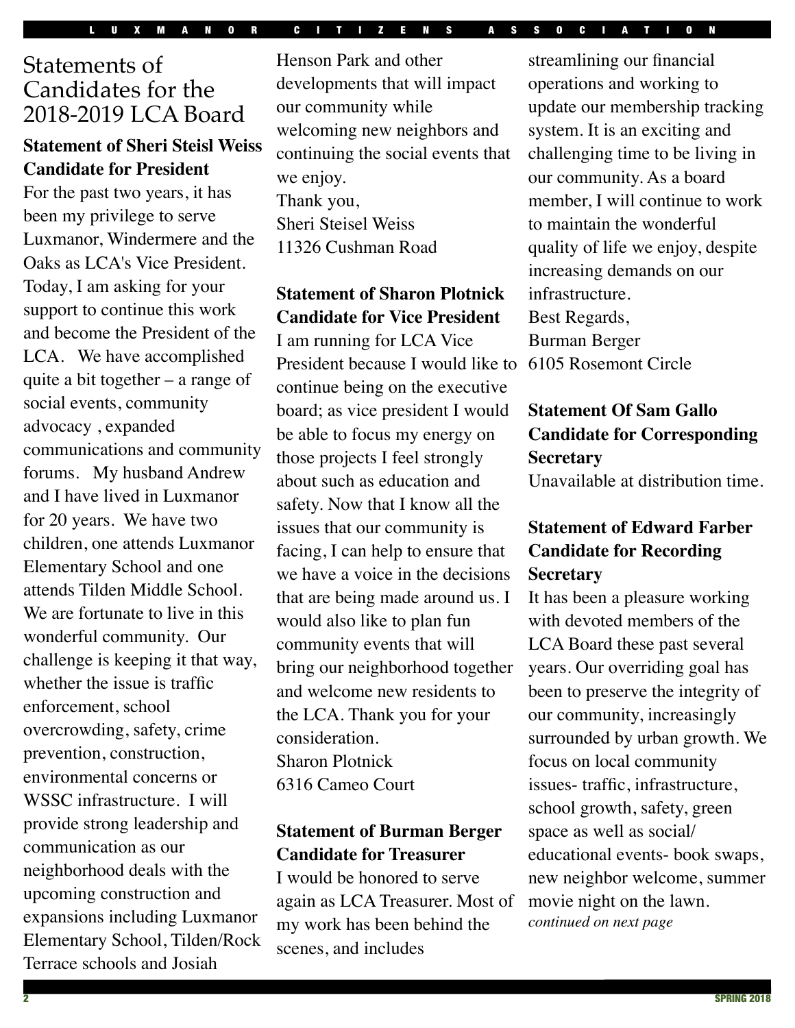# Statements of Candidates for the 2018-2019 LCA Board

**Statement of Sheri Steisl Weiss Candidate for President**

For the past two years, it has been my privilege to serve Luxmanor, Windermere and the Oaks as LCA's Vice President. Today, I am asking for your support to continue this work and become the President of the LCA. We have accomplished quite a bit together – a range of social events, community advocacy , expanded communications and community forums. My husband Andrew and I have lived in Luxmanor for 20 years. We have two children, one attends Luxmanor Elementary School and one attends Tilden Middle School. We are fortunate to live in this wonderful community. Our challenge is keeping it that way, whether the issue is traffic enforcement, school overcrowding, safety, crime prevention, construction, environmental concerns or WSSC infrastructure. I will provide strong leadership and communication as our neighborhood deals with the upcoming construction and expansions including Luxmanor Elementary School, Tilden/Rock Terrace schools and Josiah Henson Park and other developments that will impact our community while welcoming new neighbors and continuing the social events that we enjoy.

Thank you,
Sheri Steisel Weiss
11326 Cushman Road

**Statement of Sharon Plotnick Candidate for Vice President**

I am running for LCA Vice President because I would like to continue being on the executive board; as vice president I would be able to focus my energy on those projects I feel strongly about such as education and safety. Now that I know all the issues that our community is facing, I can help to ensure that we have a voice in the decisions that are being made around us. I would also like to plan fun community events that will bring our neighborhood together and welcome new residents to the LCA. Thank you for your consideration.

Sharon Plotnick
6316 Cameo Court

**Statement of Burman Berger Candidate for Treasurer**

I would be honored to serve again as LCA Treasurer. Most of my work has been behind the scenes, and includes streamlining our financial operations and working to update our membership tracking system. It is an exciting and challenging time to be living in our community. As a board member, I will continue to work to maintain the wonderful quality of life we enjoy, despite increasing demands on our infrastructure.

Best Regards,
Burman Berger
6105 Rosemont Circle

**Statement Of Sam Gallo Candidate for Corresponding Secretary**

Unavailable at distribution time.

**Statement of Edward Farber Candidate for Recording Secretary**

It has been a pleasure working with devoted members of the LCA Board these past several years. Our overriding goal has been to preserve the integrity of our community, increasingly surrounded by urban growth. We focus on local community issues- traffic, infrastructure, school growth, safety, green space as well as social/ educational events- book swaps, new neighbor welcome, summer movie night on the lawn.

*continued on next page*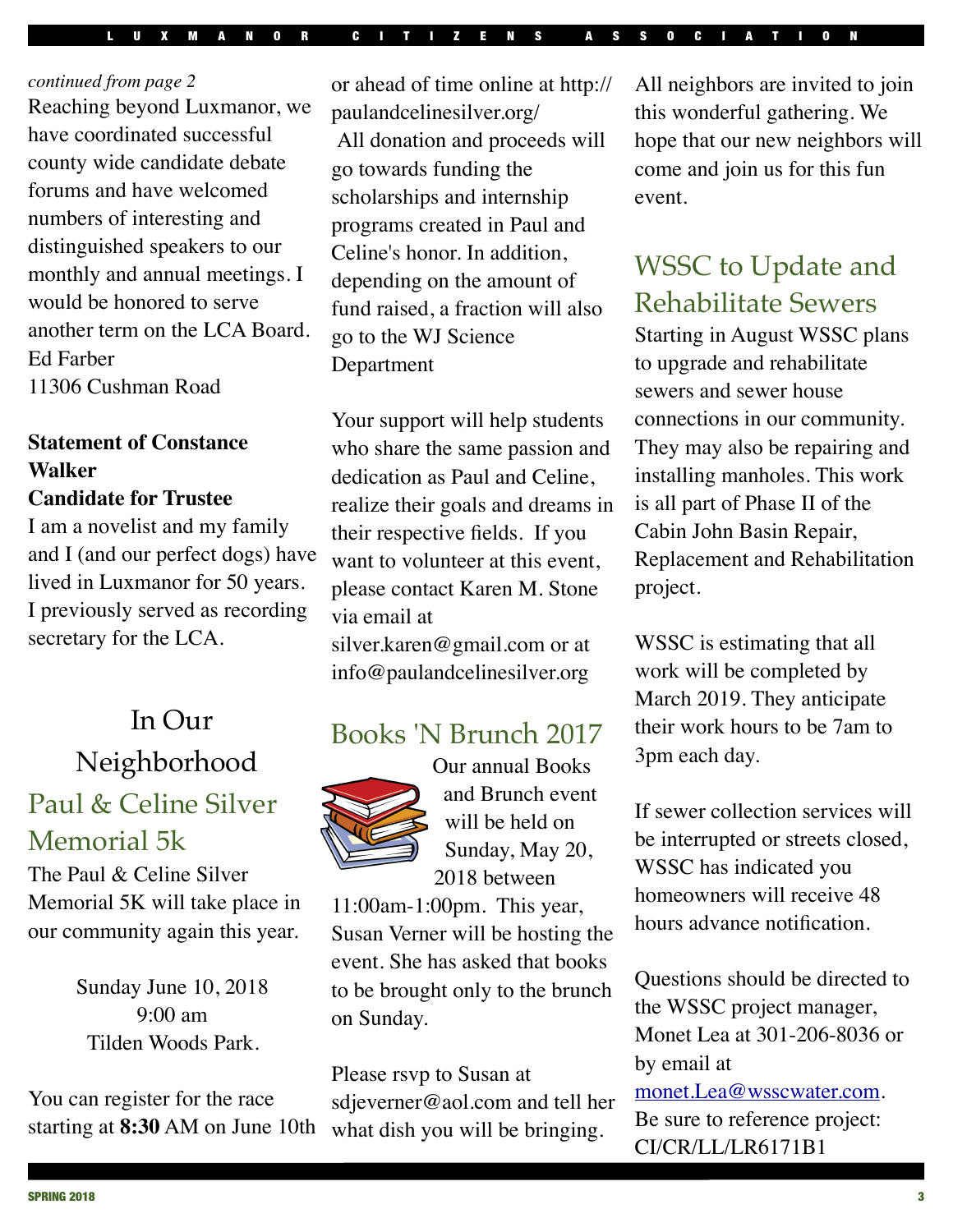*continued from page 2*

Reaching beyond Luxmanor, we have coordinated successful county wide candidate debate forums and have welcomed numbers of interesting and distinguished speakers to our monthly and annual meetings. I would be honored to serve another term on the LCA Board.

Ed Farber
11306 Cushman Road

**Statement of Constance Walker**
**Candidate for Trustee**

I am a novelist and my family and I (and our perfect dogs) have lived in Luxmanor for 50 years. I previously served as recording secretary for the LCA.

# In Our Neighborhood

## Paul & Celine Silver Memorial 5k

The Paul & Celine Silver Memorial 5K will take place in our community again this year.

Sunday June 10, 2018
9:00 am
Tilden Woods Park.

You can register for the race starting at **8:30** AM on June 10th or ahead of time online at http://paulandcelinesilver.org/

All donation and proceeds will go towards funding the scholarships and internship programs created in Paul and Celine's honor. In addition, depending on the amount of fund raised, a fraction will also go to the WJ Science Department

Your support will help students who share the same passion and dedication as Paul and Celine, realize their goals and dreams in their respective fields. If you want to volunteer at this event, please contact Karen M. Stone via email at silver.karen@gmail.com or at info@paulandcelinesilver.org

## Books 'N Brunch 2017

Our annual Books and Brunch event will be held on Sunday, May 20, 2018 between 11:00am-1:00pm. This year, Susan Verner will be hosting the event. She has asked that books to be brought only to the brunch on Sunday.

Please rsvp to Susan at sdjeverner@aol.com and tell her what dish you will be bringing.

All neighbors are invited to join this wonderful gathering. We hope that our new neighbors will come and join us for this fun event.

## WSSC to Update and Rehabilitate Sewers

Starting in August WSSC plans to upgrade and rehabilitate sewers and sewer house connections in our community. They may also be repairing and installing manholes. This work is all part of Phase II of the Cabin John Basin Repair, Replacement and Rehabilitation project.

WSSC is estimating that all work will be completed by March 2019. They anticipate their work hours to be 7am to 3pm each day.

If sewer collection services will be interrupted or streets closed, WSSC has indicated you homeowners will receive 48 hours advance notification.

Questions should be directed to the WSSC project manager, Monet Lea at 301-206-8036 or by email at monet.Lea@wsscwater.com. Be sure to reference project: CI/CR/LL/LR6171B1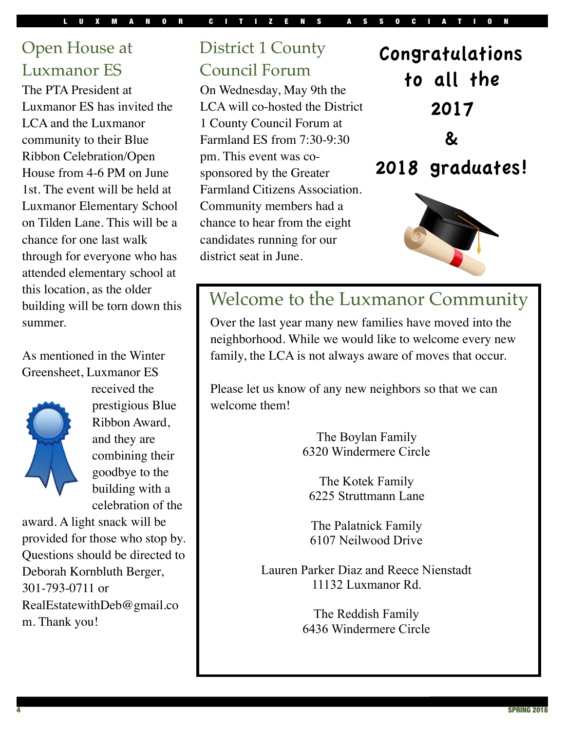## Open House at Luxmanor ES

The PTA President at Luxmanor ES has invited the LCA and the Luxmanor community to their Blue Ribbon Celebration/Open House from 4-6 PM on June 1st. The event will be held at Luxmanor Elementary School on Tilden Lane. This will be a chance for one last walk through for everyone who has attended elementary school at this location, as the older building will be torn down this summer.

As mentioned in the Winter Greensheet, Luxmanor ES received the prestigious Blue Ribbon Award, and they are combining their goodbye to the building with a celebration of the award. A light snack will be provided for those who stop by. Questions should be directed to Deborah Kornbluth Berger, 301-793-0711 or RealEstatewithDeb@gmail.com. Thank you!

## District 1 County Council Forum

On Wednesday, May 9th the LCA will co-hosted the District 1 County Council Forum at Farmland ES from 7:30-9:30 pm. This event was co-sponsored by the Greater Farmland Citizens Association. Community members had a chance to hear from the eight candidates running for our district seat in June.

**Congratulations to all the 2017 & 2018 graduates!**

## Welcome to the Luxmanor Community

Over the last year many new families have moved into the neighborhood. While we would like to welcome every new family, the LCA is not always aware of moves that occur.

Please let us know of any new neighbors so that we can welcome them!

The Boylan Family
6320 Windermere Circle

The Kotek Family
6225 Struttmann Lane

The Palatnick Family
6107 Neilwood Drive

Lauren Parker Diaz and Reece Nienstadt
11132 Luxmanor Rd.

The Reddish Family
6436 Windermere Circle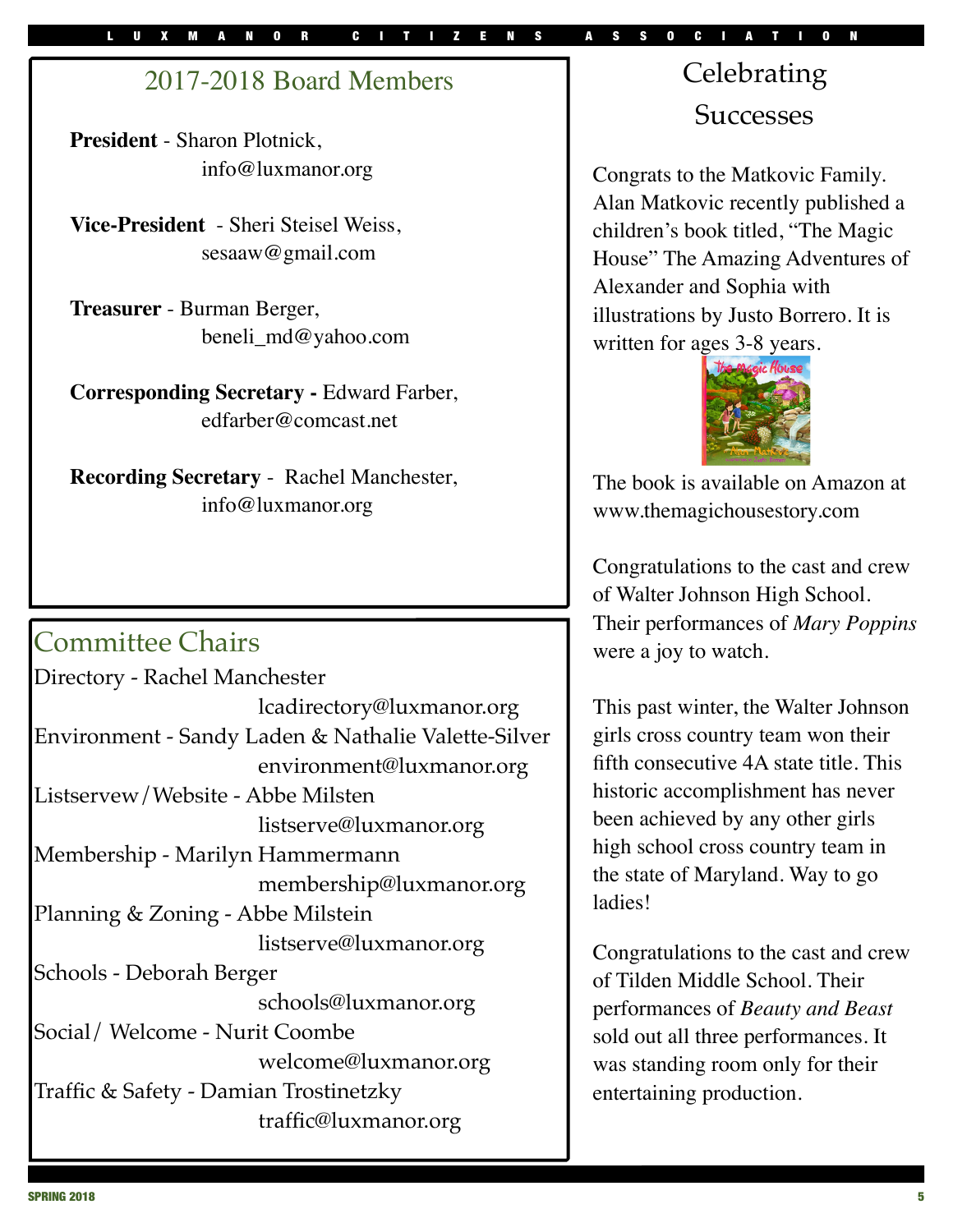## 2017-2018 Board Members

**President** - Sharon Plotnick, info@luxmanor.org

**Vice-President** - Sheri Steisel Weiss, sesaaw@gmail.com

**Treasurer** - Burman Berger, beneli_md@yahoo.com

**Corresponding Secretary -** Edward Farber, edfarber@comcast.net

**Recording Secretary** - Rachel Manchester, info@luxmanor.org

## Committee Chairs

Directory - Rachel Manchester
lcadirectory@luxmanor.org

Environment - Sandy Laden & Nathalie Valette-Silver
environment@luxmanor.org

Listservew/Website - Abbe Milsten
listserve@luxmanor.org

Membership - Marilyn Hammermann
membership@luxmanor.org

Planning & Zoning - Abbe Milstein
listserve@luxmanor.org

Schools - Deborah Berger
schools@luxmanor.org

Social/ Welcome - Nurit Coombe
welcome@luxmanor.org

Traffic & Safety - Damian Trostinetzky
traffic@luxmanor.org

## Celebrating Successes

Congrats to the Matkovic Family. Alan Matkovic recently published a children's book titled, "The Magic House" The Amazing Adventures of Alexander and Sophia with illustrations by Justo Borrero. It is written for ages 3-8 years.

The book is available on Amazon at www.themagichousestory.com

Congratulations to the cast and crew of Walter Johnson High School. Their performances of *Mary Poppins* were a joy to watch.

This past winter, the Walter Johnson girls cross country team won their fifth consecutive 4A state title. This historic accomplishment has never been achieved by any other girls high school cross country team in the state of Maryland. Way to go ladies!

Congratulations to the cast and crew of Tilden Middle School. Their performances of *Beauty and Beast* sold out all three performances. It was standing room only for their entertaining production.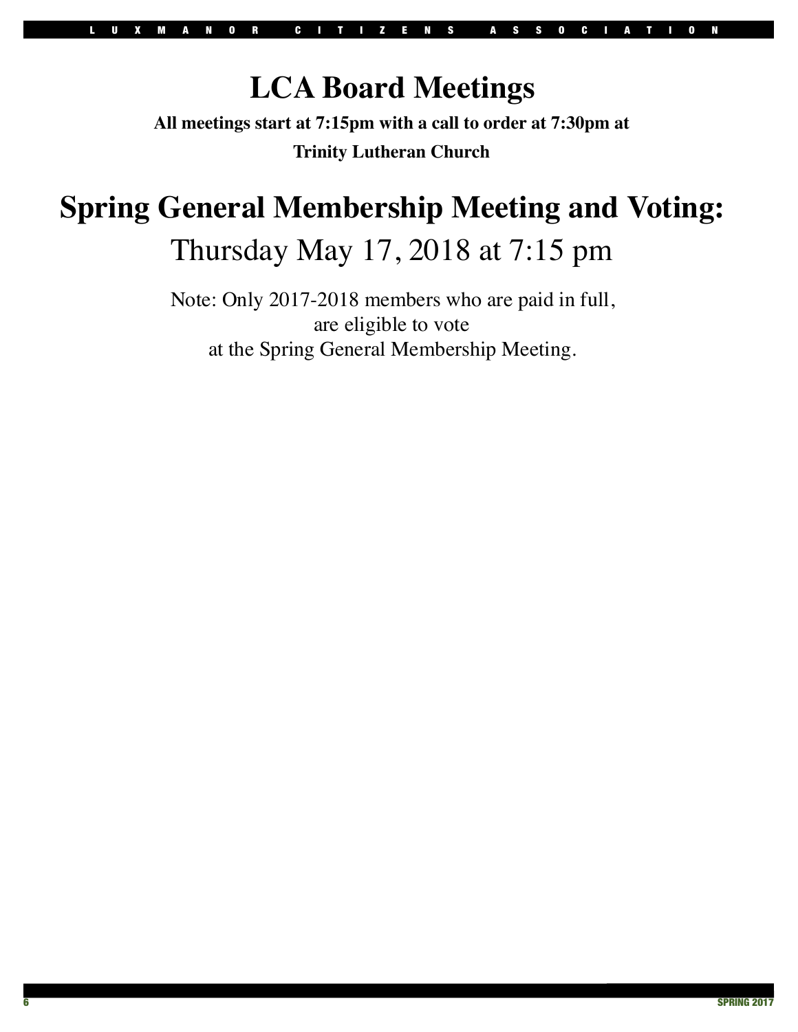# LCA Board Meetings

**All meetings start at 7:15pm with a call to order at 7:30pm at**

**Trinity Lutheran Church**

# Spring General Membership Meeting and Voting:

## Thursday May 17, 2018 at 7:15 pm

Note: Only 2017-2018 members who are paid in full,
are eligible to vote
at the Spring General Membership Meeting.